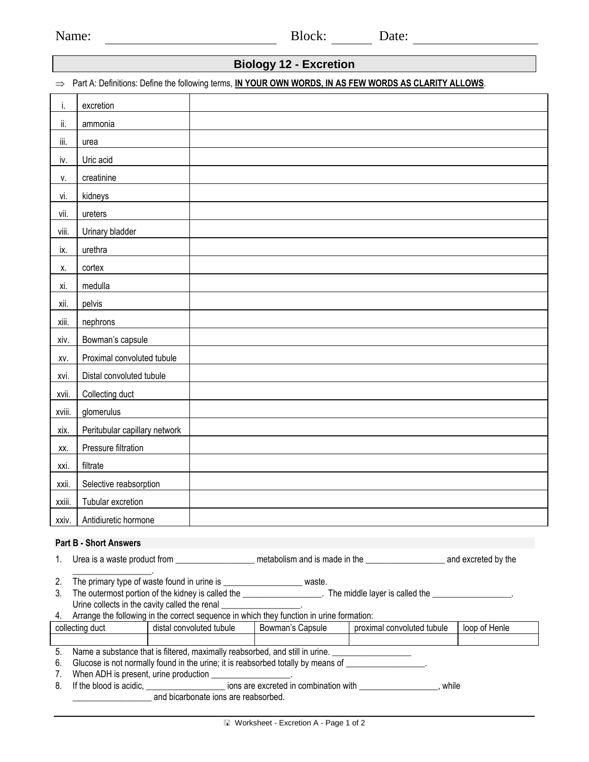Name: ____________________ Block: ______ Date: ____________

# Biology 12 - Excretion

⇒ Part A: Definitions: Define the following terms, **IN YOUR OWN WORDS, IN AS FEW WORDS AS CLARITY ALLOWS**.

| | | |
|---|---|---|
| i. | excretion | |
| ii. | ammonia | |
| iii. | urea | |
| iv. | Uric acid | |
| v. | creatinine | |
| vi. | kidneys | |
| vii. | ureters | |
| viii. | Urinary bladder | |
| ix. | urethra | |
| x. | cortex | |
| xi. | medulla | |
| xii. | pelvis | |
| xiii. | nephrons | |
| xiv. | Bowman's capsule | |
| xv. | Proximal convoluted tubule | |
| xvi. | Distal convoluted tubule | |
| xvii. | Collecting duct | |
| xviii. | glomerulus | |
| xix. | Peritubular capillary network | |
| xx. | Pressure filtration | |
| xxi. | filtrate | |
| xxii. | Selective reabsorption | |
| xxiii. | Tubular excretion | |
| xxiv. | Antidiuretic hormone | |

**Part B - Short Answers**

1. Urea is a waste product from __________________ metabolism and is made in the __________________ and excreted by the __________________.
2. The primary type of waste found in urine is __________________ waste.
3. The outermost portion of the kidney is called the __________________. The middle layer is called the __________________. Urine collects in the cavity called the renal __________________.
4. Arrange the following in the correct sequence in which they function in urine formation:

| collecting duct | distal convoluted tubule | Bowman's Capsule | proximal convoluted tubule | loop of Henle |
|---|---|---|---|---|
| | | | | |

5. Name a substance that is filtered, maximally reabsorbed, and still in urine. __________________
6. Glucose is not normally found in the urine; it is reabsorbed totally by means of __________________.
7. When ADH is present, urine production __________________.
8. If the blood is acidic, __________________ ions are excreted in combination with __________________, while __________________ and bicarbonate ions are reabsorbed.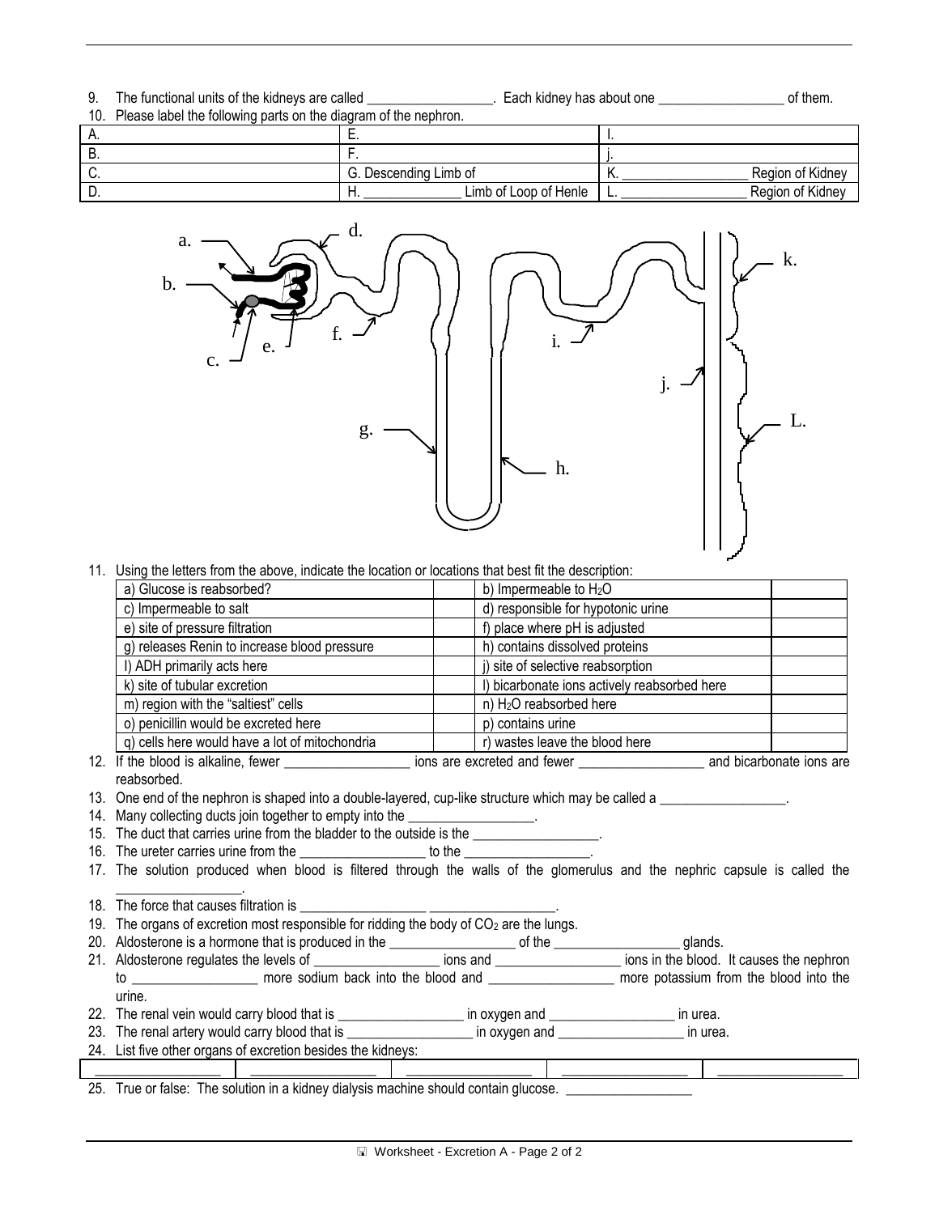9. The functional units of the kidneys are called __________________. Each kidney has about one __________________ of them.

10. Please label the following parts on the diagram of the nephron.

| | | |
|---|---|---|
| A. | E. | I. |
| B. | F. | j. |
| C. | G. Descending Limb of | K. __________________ Region of Kidney |
| D. | H. ______________ Limb of Loop of Henle | L. __________________ Region of Kidney |

a.
b.
c.
d.
e.
f.
g.
h.
i.
j.
k.
L.

11. Using the letters from the above, indicate the location or locations that best fit the description:

| | | | |
|---|---|---|---|
| a) Glucose is reabsorbed? | | b) Impermeable to $H_2O$ | |
| c) Impermeable to salt | | d) responsible for hypotonic urine | |
| e) site of pressure filtration | | f) place where pH is adjusted | |
| g) releases Renin to increase blood pressure | | h) contains dissolved proteins | |
| I) ADH primarily acts here | | j) site of selective reabsorption | |
| k) site of tubular excretion | | l) bicarbonate ions actively reabsorbed here | |
| m) region with the "saltiest" cells | | n) $H_2O$ reabsorbed here | |
| o) penicillin would be excreted here | | p) contains urine | |
| q) cells here would have a lot of mitochondria | | r) wastes leave the blood here | |

12. If the blood is alkaline, fewer __________________ ions are excreted and fewer __________________ and bicarbonate ions are reabsorbed.

13. One end of the nephron is shaped into a double-layered, cup-like structure which may be called a __________________.

14. Many collecting ducts join together to empty into the __________________.

15. The duct that carries urine from the bladder to the outside is the __________________.

16. The ureter carries urine from the __________________ to the __________________.

17. The solution produced when blood is filtered through the walls of the glomerulus and the nephric capsule is called the __________________.

18. The force that causes filtration is __________________ __________________.

19. The organs of excretion most responsible for ridding the body of $CO_2$ are the lungs.

20. Aldosterone is a hormone that is produced in the __________________ of the __________________ glands.

21. Aldosterone regulates the levels of __________________ ions and __________________ ions in the blood. It causes the nephron to __________________ more sodium back into the blood and __________________ more potassium from the blood into the urine.

22. The renal vein would carry blood that is __________________ in oxygen and __________________ in urea.

23. The renal artery would carry blood that is __________________ in oxygen and __________________ in urea.

24. List five other organs of excretion besides the kidneys:

| | | | | |
|---|---|---|---|---|
| __________________ | __________________ | __________________ | __________________ | __________________ |

25. True or false: The solution in a kidney dialysis machine should contain glucose. __________________